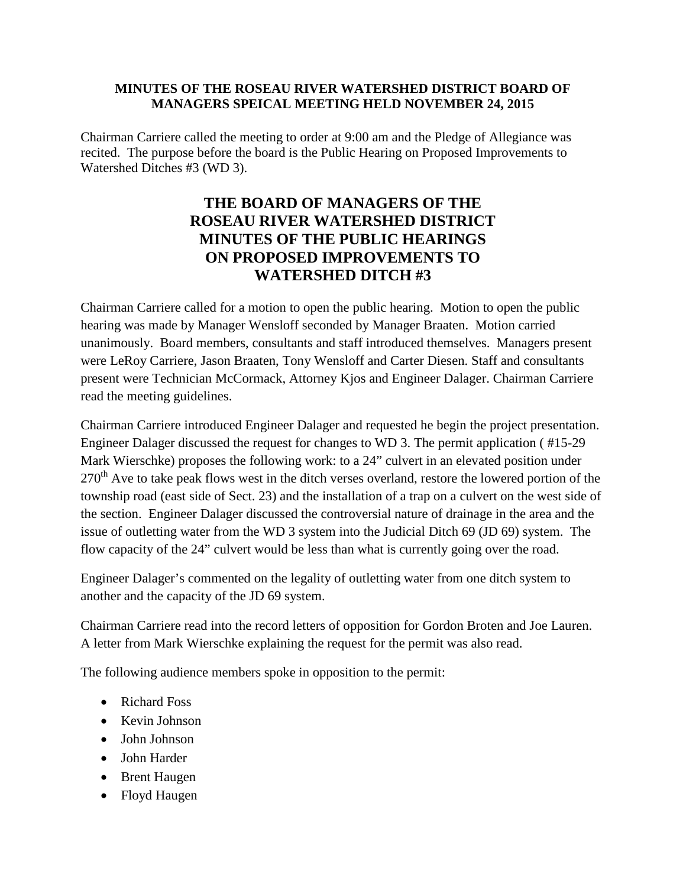**MINUTES OF THE ROSEAU RIVER WATERSHED DISTRICT BOARD OF MANAGERS SPEICAL MEETING HELD NOVEMBER 24, 2015**

Chairman Carriere called the meeting to order at 9:00 am and the Pledge of Allegiance was recited. The purpose before the board is the Public Hearing on Proposed Improvements to Watershed Ditches #3 (WD 3).

# THE BOARD OF MANAGERS OF THE ROSEAU RIVER WATERSHED DISTRICT MINUTES OF THE PUBLIC HEARINGS ON PROPOSED IMPROVEMENTS TO WATERSHED DITCH #3

Chairman Carriere called for a motion to open the public hearing. Motion to open the public hearing was made by Manager Wensloff seconded by Manager Braaten. Motion carried unanimously. Board members, consultants and staff introduced themselves. Managers present were LeRoy Carriere, Jason Braaten, Tony Wensloff and Carter Diesen. Staff and consultants present were Technician McCormack, Attorney Kjos and Engineer Dalager. Chairman Carriere read the meeting guidelines.

Chairman Carriere introduced Engineer Dalager and requested he begin the project presentation. Engineer Dalager discussed the request for changes to WD 3. The permit application ( #15-29 Mark Wierschke) proposes the following work: to a 24" culvert in an elevated position under 270th Ave to take peak flows west in the ditch verses overland, restore the lowered portion of the township road (east side of Sect. 23) and the installation of a trap on a culvert on the west side of the section. Engineer Dalager discussed the controversial nature of drainage in the area and the issue of outletting water from the WD 3 system into the Judicial Ditch 69 (JD 69) system. The flow capacity of the 24" culvert would be less than what is currently going over the road.

Engineer Dalager's commented on the legality of outletting water from one ditch system to another and the capacity of the JD 69 system.

Chairman Carriere read into the record letters of opposition for Gordon Broten and Joe Lauren. A letter from Mark Wierschke explaining the request for the permit was also read.

The following audience members spoke in opposition to the permit:

- Richard Foss
- Kevin Johnson
- John Johnson
- John Harder
- Brent Haugen
- Floyd Haugen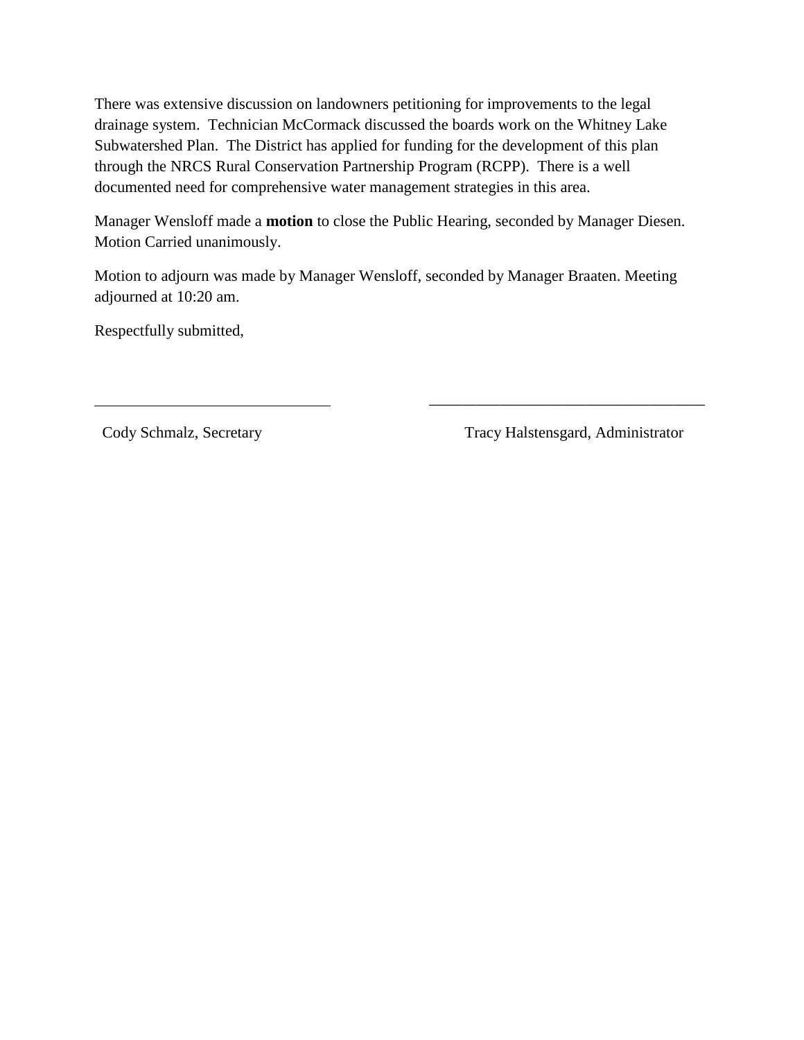There was extensive discussion on landowners petitioning for improvements to the legal drainage system. Technician McCormack discussed the boards work on the Whitney Lake Subwatershed Plan. The District has applied for funding for the development of this plan through the NRCS Rural Conservation Partnership Program (RCPP). There is a well documented need for comprehensive water management strategies in this area.

Manager Wensloff made a **motion** to close the Public Hearing, seconded by Manager Diesen. Motion Carried unanimously.

Motion to adjourn was made by Manager Wensloff, seconded by Manager Braaten. Meeting adjourned at 10:20 am.

Respectfully submitted,

______________________________ ___________________________________

Cody Schmalz, Secretary Tracy Halstensgard, Administrator